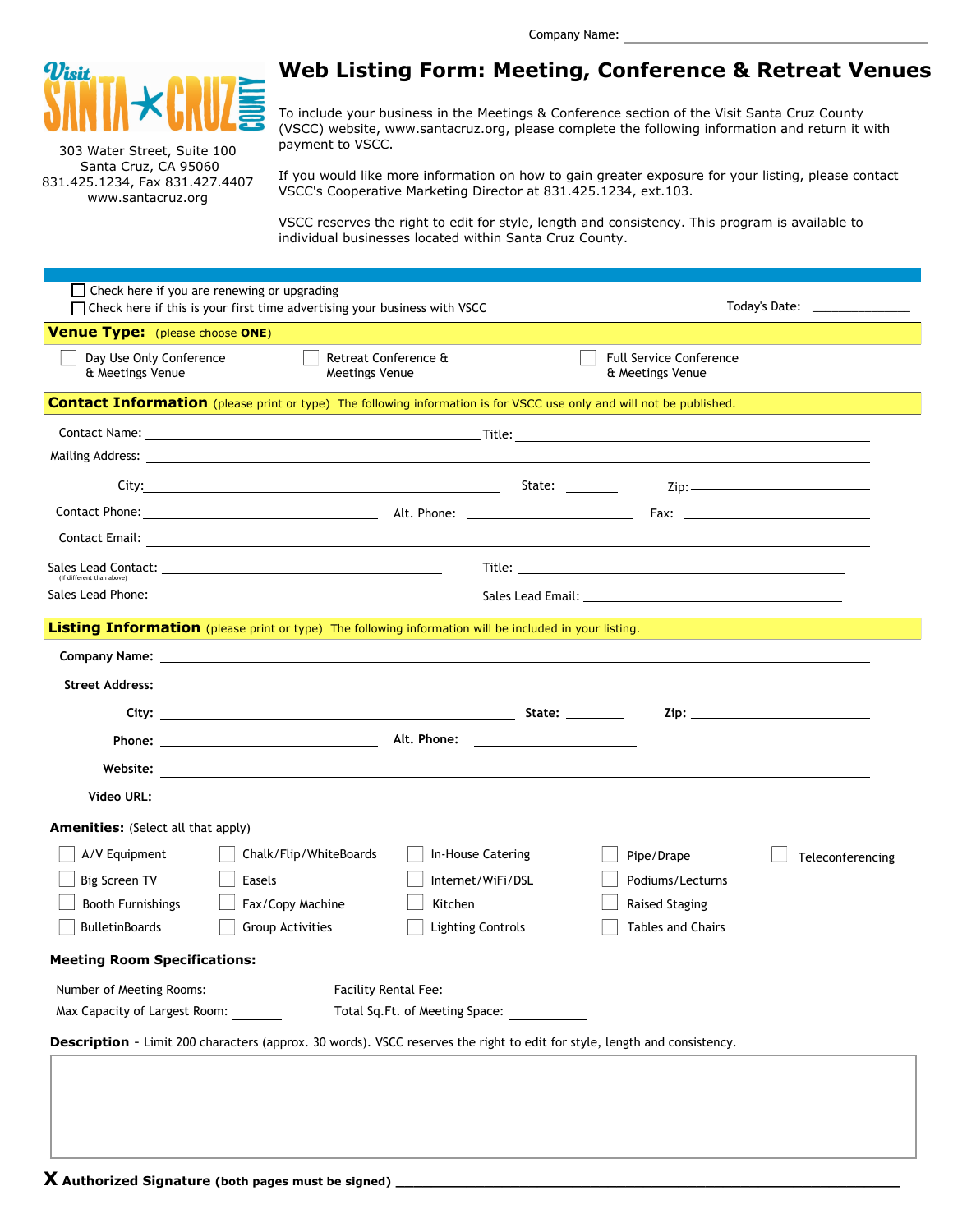Company Name: ______________________________

Visit Santa Cruz County

303 Water Street, Suite 100
Santa Cruz, CA 95060
831.425.1234, Fax 831.427.4407
www.santacruz.org

# Web Listing Form: Meeting, Conference & Retreat Venues

To include your business in the Meetings & Conference section of the Visit Santa Cruz County (VSCC) website, www.santacruz.org, please complete the following information and return it with payment to VSCC.

If you would like more information on how to gain greater exposure for your listing, please contact VSCC's Cooperative Marketing Director at 831.425.1234, ext.103.

VSCC reserves the right to edit for style, length and consistency. This program is available to individual businesses located within Santa Cruz County.

☐ Check here if you are renewing or upgrading
☐ Check here if this is your first time advertising your business with VSCC

Today's Date: ______________

## Venue Type: (please choose **ONE**)

☐ Day Use Only Conference & Meetings Venue
☐ Retreat Conference & Meetings Venue
☐ Full Service Conference & Meetings Venue

## Contact Information (please print or type) The following information is for VSCC use only and will not be published.

Contact Name: ______________________________ Title: ______________________________

Mailing Address: ______________________________

City: ______________________________ State: ________ Zip: ______________

Contact Phone: ______________ Alt. Phone: ______________ Fax: ______________

Contact Email: ______________________________

Sales Lead Contact: ______________________________ Title: ______________________________
(If different than above)

Sales Lead Phone: ______________________________ Sales Lead Email: ______________________________

## Listing Information (please print or type) The following information will be included in your listing.

**Company Name:** ______________________________

**Street Address:** ______________________________

**City:** ______________________________ **State:** ________ **Zip:** ______________

**Phone:** ______________ **Alt. Phone:** ______________

**Website:** ______________________________

**Video URL:** ______________________________

**Amenities:** (Select all that apply)

☐ A/V Equipment
☐ Big Screen TV
☐ Booth Furnishings
☐ BulletinBoards
☐ Chalk/Flip/WhiteBoards
☐ Easels
☐ Fax/Copy Machine
☐ Group Activities
☐ In-House Catering
☐ Internet/WiFi/DSL
☐ Kitchen
☐ Lighting Controls
☐ Pipe/Drape
☐ Podiums/Lecturns
☐ Raised Staging
☐ Tables and Chairs
☐ Teleconferencing

**Meeting Room Specifications:**

Number of Meeting Rooms: __________ Facility Rental Fee: __________

Max Capacity of Largest Room: __________ Total Sq.Ft. of Meeting Space: __________

**Description** - Limit 200 characters (approx. 30 words). VSCC reserves the right to edit for style, length and consistency.

**X Authorized Signature (both pages must be signed)** ______________________________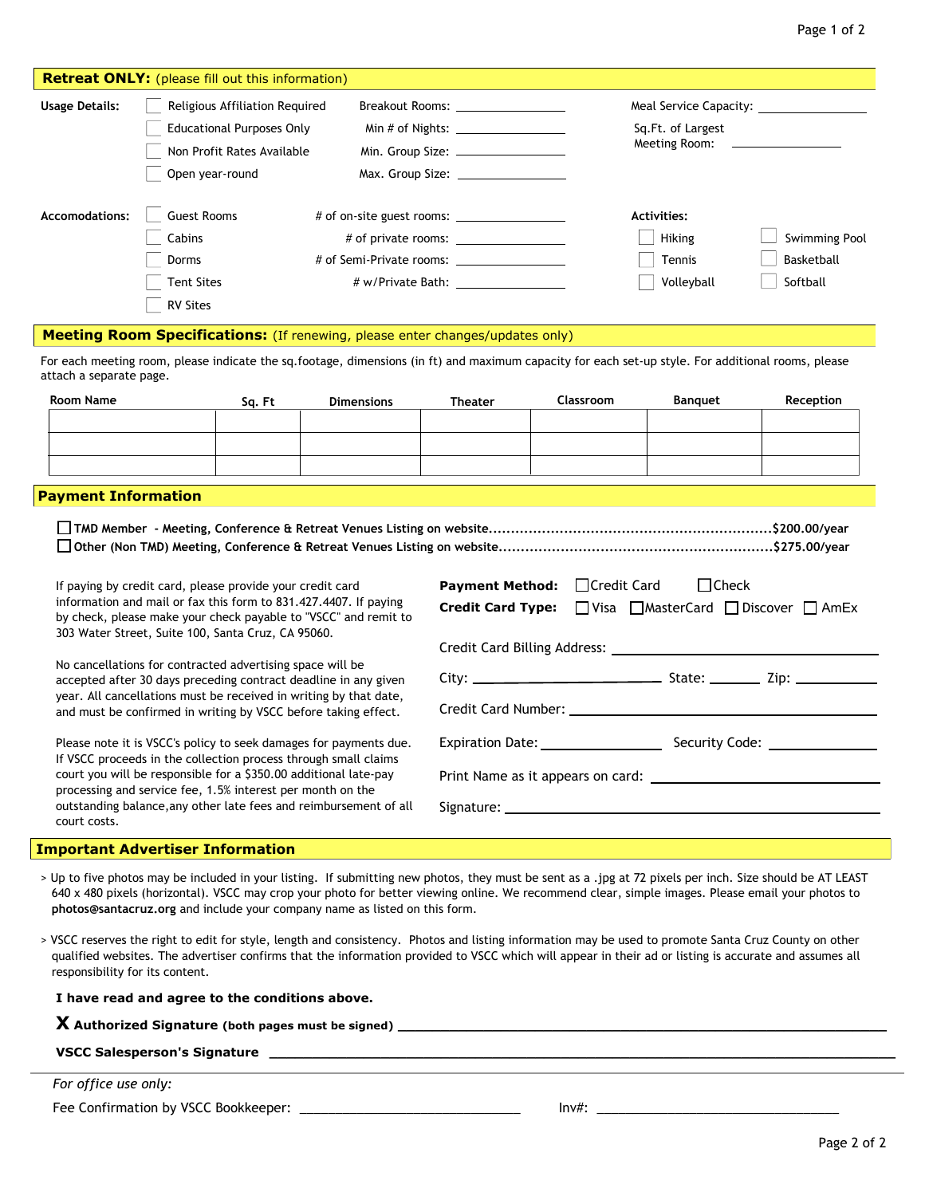## **Retreat ONLY:** (please fill out this information)

**Usage Details:**

- ☐ Religious Affiliation Required
- ☐ Educational Purposes Only
- ☐ Non Profit Rates Available
- ☐ Open year-round

Breakout Rooms: ______________

Min # of Nights: ______________

Min. Group Size: ______________

Max. Group Size: ______________

Meal Service Capacity: ______________

Sq.Ft. of Largest Meeting Room: ______________

**Accomodations:**

- ☐ Guest Rooms
- ☐ Cabins
- ☐ Dorms
- ☐ Tent Sites
- ☐ RV Sites

# of on-site guest rooms: ______________

# of private rooms: ______________

# of Semi-Private rooms: ______________

# w/Private Bath: ______________

**Activities:**

- ☐ Hiking
- ☐ Swimming Pool
- ☐ Tennis
- ☐ Basketball
- ☐ Volleyball
- ☐ Softball

## **Meeting Room Specifications:** (If renewing, please enter changes/updates only)

For each meeting room, please indicate the sq.footage, dimensions (in ft) and maximum capacity for each set-up style. For additional rooms, please attach a separate page.

| Room Name | Sq. Ft | Dimensions | Theater | Classroom | Banquet | Reception |
|---|---|---|---|---|---|---|
| | | | | | | |
| | | | | | | |
| | | | | | | |

## **Payment Information**

☐ **TMD Member - Meeting, Conference & Retreat Venues Listing on website................................................................$200.00/year**

☐ **Other (Non TMD) Meeting, Conference & Retreat Venues Listing on website.............................................................$275.00/year**

If paying by credit card, please provide your credit card information and mail or fax this form to 831.427.4407. If paying by check, please make your check payable to "VSCC" and remit to 303 Water Street, Suite 100, Santa Cruz, CA 95060.

No cancellations for contracted advertising space will be accepted after 30 days preceding contract deadline in any given year. All cancellations must be received in writing by that date, and must be confirmed in writing by VSCC before taking effect.

Please note it is VSCC's policy to seek damages for payments due. If VSCC proceeds in the collection process through small claims court you will be responsible for a $350.00 additional late-pay processing and service fee, 1.5% interest per month on the outstanding balance,any other late fees and reimbursement of all court costs.

**Payment Method:** ☐ Credit Card ☐ Check

**Credit Card Type:** ☐ Visa ☐ MasterCard ☐ Discover ☐ AmEx

Credit Card Billing Address: ______________________________

City: ______________ State: ________ Zip: ________

Credit Card Number: ______________________________

Expiration Date: ______________ Security Code: ______________

Print Name as it appears on card: ______________________________

Signature: ______________________________

## **Important Advertiser Information**

> Up to five photos may be included in your listing. If submitting new photos, they must be sent as a .jpg at 72 pixels per inch. Size should be AT LEAST 640 x 480 pixels (horizontal). VSCC may crop your photo for better viewing online. We recommend clear, simple images. Please email your photos to **photos@santacruz.org** and include your company name as listed on this form.

> VSCC reserves the right to edit for style, length and consistency. Photos and listing information may be used to promote Santa Cruz County on other qualified websites. The advertiser confirms that the information provided to VSCC which will appear in their ad or listing is accurate and assumes all responsibility for its content.

**I have read and agree to the conditions above.**

**X Authorized Signature (both pages must be signed)** ______________________________

**VSCC Salesperson's Signature** ______________________________

*For office use only:*

Fee Confirmation by VSCC Bookkeeper: ______________________ Inv#: ______________________